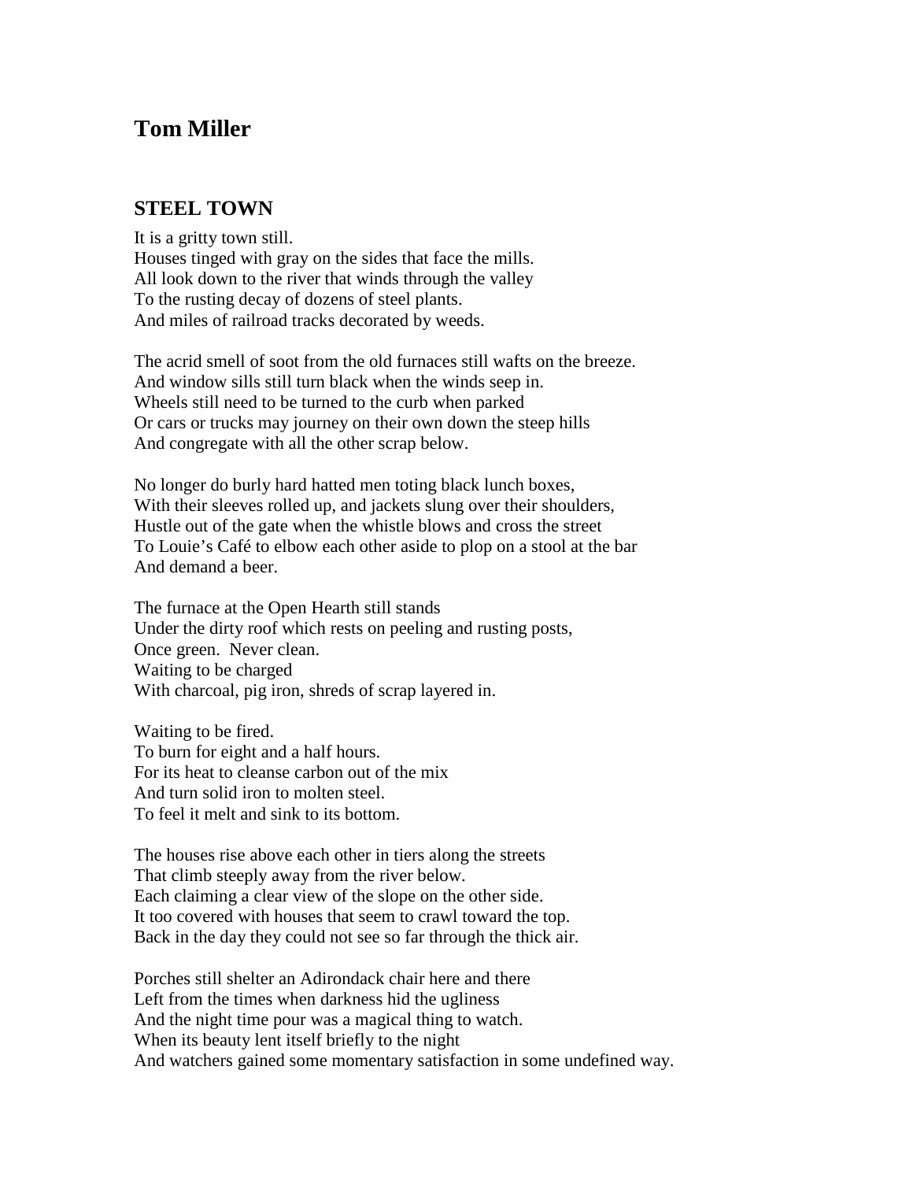# Tom Miller

## STEEL TOWN

It is a gritty town still.
Houses tinged with gray on the sides that face the mills.
All look down to the river that winds through the valley
To the rusting decay of dozens of steel plants.
And miles of railroad tracks decorated by weeds.

The acrid smell of soot from the old furnaces still wafts on the breeze.
And window sills still turn black when the winds seep in.
Wheels still need to be turned to the curb when parked
Or cars or trucks may journey on their own down the steep hills
And congregate with all the other scrap below.

No longer do burly hard hatted men toting black lunch boxes,
With their sleeves rolled up, and jackets slung over their shoulders,
Hustle out of the gate when the whistle blows and cross the street
To Louie's Café to elbow each other aside to plop on a stool at the bar
And demand a beer.

The furnace at the Open Hearth still stands
Under the dirty roof which rests on peeling and rusting posts,
Once green. Never clean.
Waiting to be charged
With charcoal, pig iron, shreds of scrap layered in.

Waiting to be fired.
To burn for eight and a half hours.
For its heat to cleanse carbon out of the mix
And turn solid iron to molten steel.
To feel it melt and sink to its bottom.

The houses rise above each other in tiers along the streets
That climb steeply away from the river below.
Each claiming a clear view of the slope on the other side.
It too covered with houses that seem to crawl toward the top.
Back in the day they could not see so far through the thick air.

Porches still shelter an Adirondack chair here and there
Left from the times when darkness hid the ugliness
And the night time pour was a magical thing to watch.
When its beauty lent itself briefly to the night
And watchers gained some momentary satisfaction in some undefined way.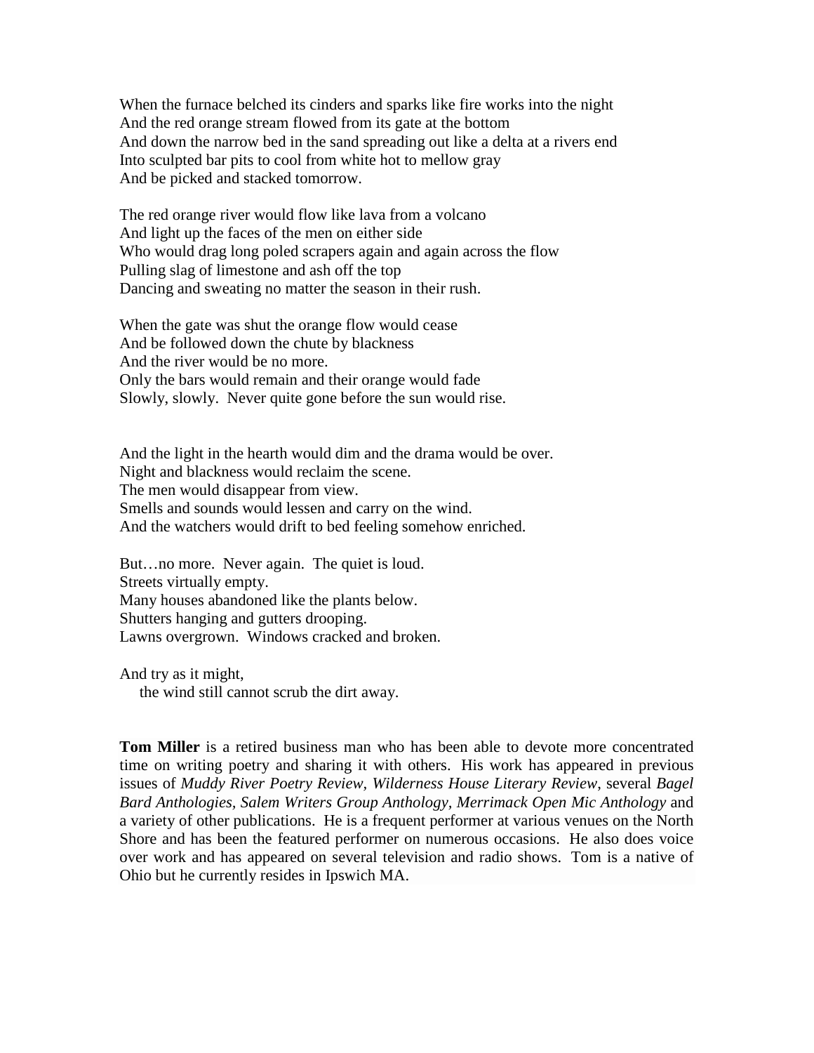When the furnace belched its cinders and sparks like fire works into the night  
And the red orange stream flowed from its gate at the bottom  
And down the narrow bed in the sand spreading out like a delta at a rivers end  
Into sculpted bar pits to cool from white hot to mellow gray  
And be picked and stacked tomorrow.

The red orange river would flow like lava from a volcano  
And light up the faces of the men on either side  
Who would drag long poled scrapers again and again across the flow  
Pulling slag of limestone and ash off the top  
Dancing and sweating no matter the season in their rush.

When the gate was shut the orange flow would cease  
And be followed down the chute by blackness  
And the river would be no more.  
Only the bars would remain and their orange would fade  
Slowly, slowly.  Never quite gone before the sun would rise.

And the light in the hearth would dim and the drama would be over.  
Night and blackness would reclaim the scene.  
The men would disappear from view.  
Smells and sounds would lessen and carry on the wind.  
And the watchers would drift to bed feeling somehow enriched.

But…no more.  Never again.  The quiet is loud.  
Streets virtually empty.  
Many houses abandoned like the plants below.  
Shutters hanging and gutters drooping.  
Lawns overgrown.  Windows cracked and broken.

And try as it might,  
&nbsp;&nbsp;&nbsp;&nbsp;the wind still cannot scrub the dirt away.

**Tom Miller** is a retired business man who has been able to devote more concentrated time on writing poetry and sharing it with others.  His work has appeared in previous issues of *Muddy River Poetry Review, Wilderness House Literary Review*, several *Bagel Bard Anthologies, Salem Writers Group Anthology, Merrimack Open Mic Anthology* and a variety of other publications.  He is a frequent performer at various venues on the North Shore and has been the featured performer on numerous occasions.  He also does voice over work and has appeared on several television and radio shows.  Tom is a native of Ohio but he currently resides in Ipswich MA.